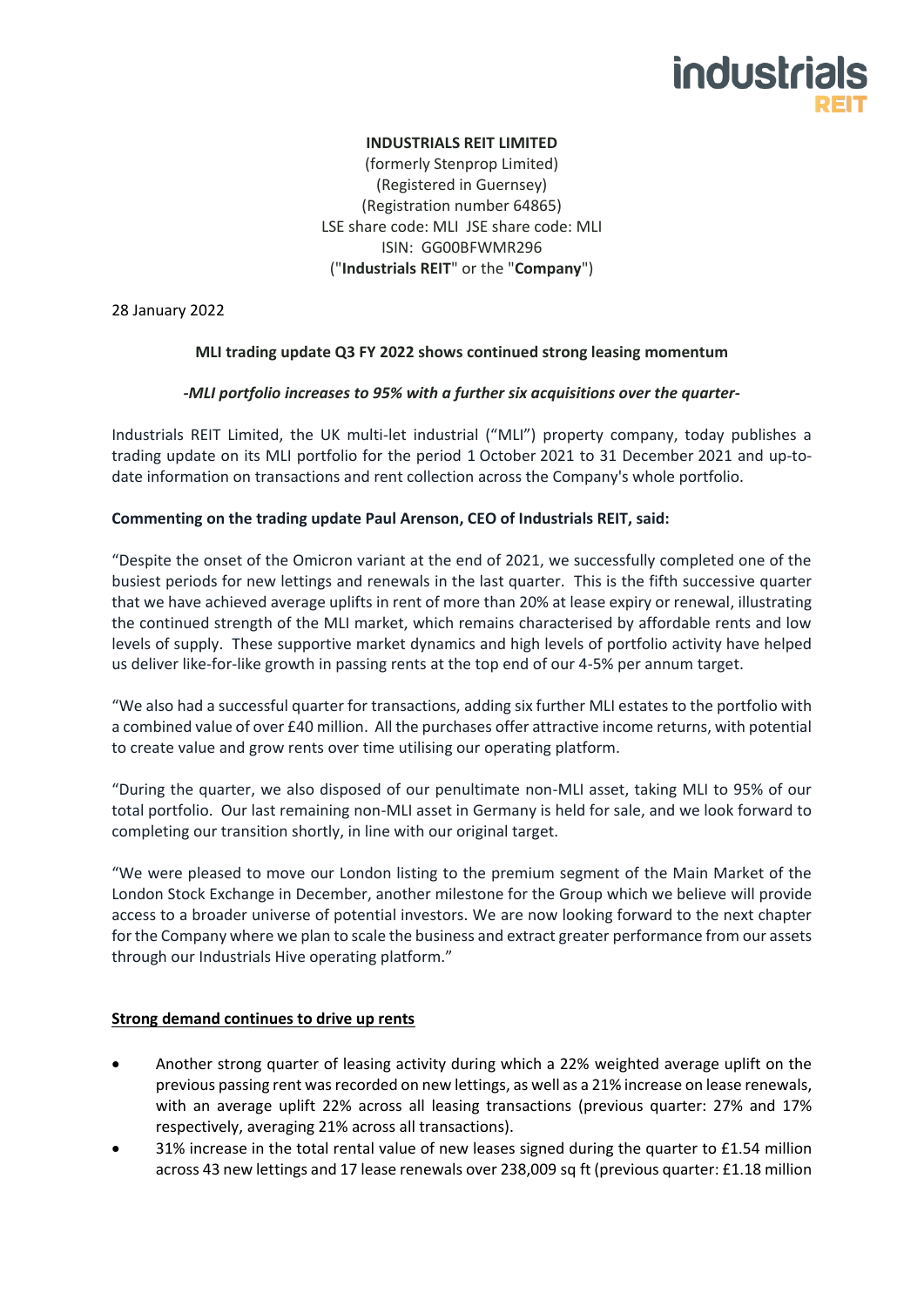**INDUSTRIALS REIT LIMITED**
(formerly Stenprop Limited)
(Registered in Guernsey)
(Registration number 64865)
LSE share code: MLI JSE share code: MLI
ISIN: GG00BFWMR296
("**Industrials REIT**" or the "**Company**")

28 January 2022

**MLI trading update Q3 FY 2022 shows continued strong leasing momentum**

***-MLI portfolio increases to 95% with a further six acquisitions over the quarter-***

Industrials REIT Limited, the UK multi-let industrial ("MLI") property company, today publishes a trading update on its MLI portfolio for the period 1 October 2021 to 31 December 2021 and up-to-date information on transactions and rent collection across the Company's whole portfolio.

**Commenting on the trading update Paul Arenson, CEO of Industrials REIT, said:**

"Despite the onset of the Omicron variant at the end of 2021, we successfully completed one of the busiest periods for new lettings and renewals in the last quarter. This is the fifth successive quarter that we have achieved average uplifts in rent of more than 20% at lease expiry or renewal, illustrating the continued strength of the MLI market, which remains characterised by affordable rents and low levels of supply. These supportive market dynamics and high levels of portfolio activity have helped us deliver like-for-like growth in passing rents at the top end of our 4-5% per annum target.

"We also had a successful quarter for transactions, adding six further MLI estates to the portfolio with a combined value of over £40 million. All the purchases offer attractive income returns, with potential to create value and grow rents over time utilising our operating platform.

"During the quarter, we also disposed of our penultimate non-MLI asset, taking MLI to 95% of our total portfolio. Our last remaining non-MLI asset in Germany is held for sale, and we look forward to completing our transition shortly, in line with our original target.

"We were pleased to move our London listing to the premium segment of the Main Market of the London Stock Exchange in December, another milestone for the Group which we believe will provide access to a broader universe of potential investors. We are now looking forward to the next chapter for the Company where we plan to scale the business and extract greater performance from our assets through our Industrials Hive operating platform."

**Strong demand continues to drive up rents**

- Another strong quarter of leasing activity during which a 22% weighted average uplift on the previous passing rent was recorded on new lettings, as well as a 21% increase on lease renewals, with an average uplift 22% across all leasing transactions (previous quarter: 27% and 17% respectively, averaging 21% across all transactions).
- 31% increase in the total rental value of new leases signed during the quarter to £1.54 million across 43 new lettings and 17 lease renewals over 238,009 sq ft (previous quarter: £1.18 million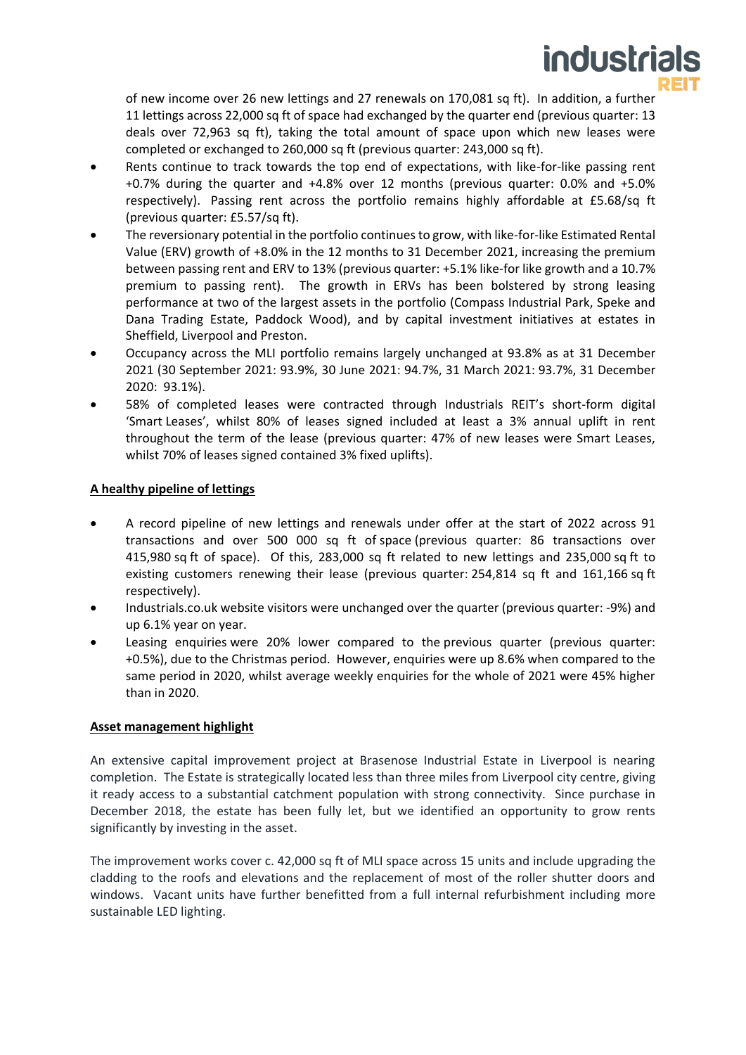of new income over 26 new lettings and 27 renewals on 170,081 sq ft). In addition, a further 11 lettings across 22,000 sq ft of space had exchanged by the quarter end (previous quarter: 13 deals over 72,963 sq ft), taking the total amount of space upon which new leases were completed or exchanged to 260,000 sq ft (previous quarter: 243,000 sq ft).

- Rents continue to track towards the top end of expectations, with like-for-like passing rent +0.7% during the quarter and +4.8% over 12 months (previous quarter: 0.0% and +5.0% respectively). Passing rent across the portfolio remains highly affordable at £5.68/sq ft (previous quarter: £5.57/sq ft).
- The reversionary potential in the portfolio continues to grow, with like-for-like Estimated Rental Value (ERV) growth of +8.0% in the 12 months to 31 December 2021, increasing the premium between passing rent and ERV to 13% (previous quarter: +5.1% like-for like growth and a 10.7% premium to passing rent). The growth in ERVs has been bolstered by strong leasing performance at two of the largest assets in the portfolio (Compass Industrial Park, Speke and Dana Trading Estate, Paddock Wood), and by capital investment initiatives at estates in Sheffield, Liverpool and Preston.
- Occupancy across the MLI portfolio remains largely unchanged at 93.8% as at 31 December 2021 (30 September 2021: 93.9%, 30 June 2021: 94.7%, 31 March 2021: 93.7%, 31 December 2020: 93.1%).
- 58% of completed leases were contracted through Industrials REIT's short-form digital 'Smart Leases', whilst 80% of leases signed included at least a 3% annual uplift in rent throughout the term of the lease (previous quarter: 47% of new leases were Smart Leases, whilst 70% of leases signed contained 3% fixed uplifts).

**A healthy pipeline of lettings**

- A record pipeline of new lettings and renewals under offer at the start of 2022 across 91 transactions and over 500 000 sq ft of space (previous quarter: 86 transactions over 415,980 sq ft of space). Of this, 283,000 sq ft related to new lettings and 235,000 sq ft to existing customers renewing their lease (previous quarter: 254,814 sq ft and 161,166 sq ft respectively).
- Industrials.co.uk website visitors were unchanged over the quarter (previous quarter: -9%) and up 6.1% year on year.
- Leasing enquiries were 20% lower compared to the previous quarter (previous quarter: +0.5%), due to the Christmas period. However, enquiries were up 8.6% when compared to the same period in 2020, whilst average weekly enquiries for the whole of 2021 were 45% higher than in 2020.

**Asset management highlight**

An extensive capital improvement project at Brasenose Industrial Estate in Liverpool is nearing completion. The Estate is strategically located less than three miles from Liverpool city centre, giving it ready access to a substantial catchment population with strong connectivity. Since purchase in December 2018, the estate has been fully let, but we identified an opportunity to grow rents significantly by investing in the asset.

The improvement works cover c. 42,000 sq ft of MLI space across 15 units and include upgrading the cladding to the roofs and elevations and the replacement of most of the roller shutter doors and windows. Vacant units have further benefitted from a full internal refurbishment including more sustainable LED lighting.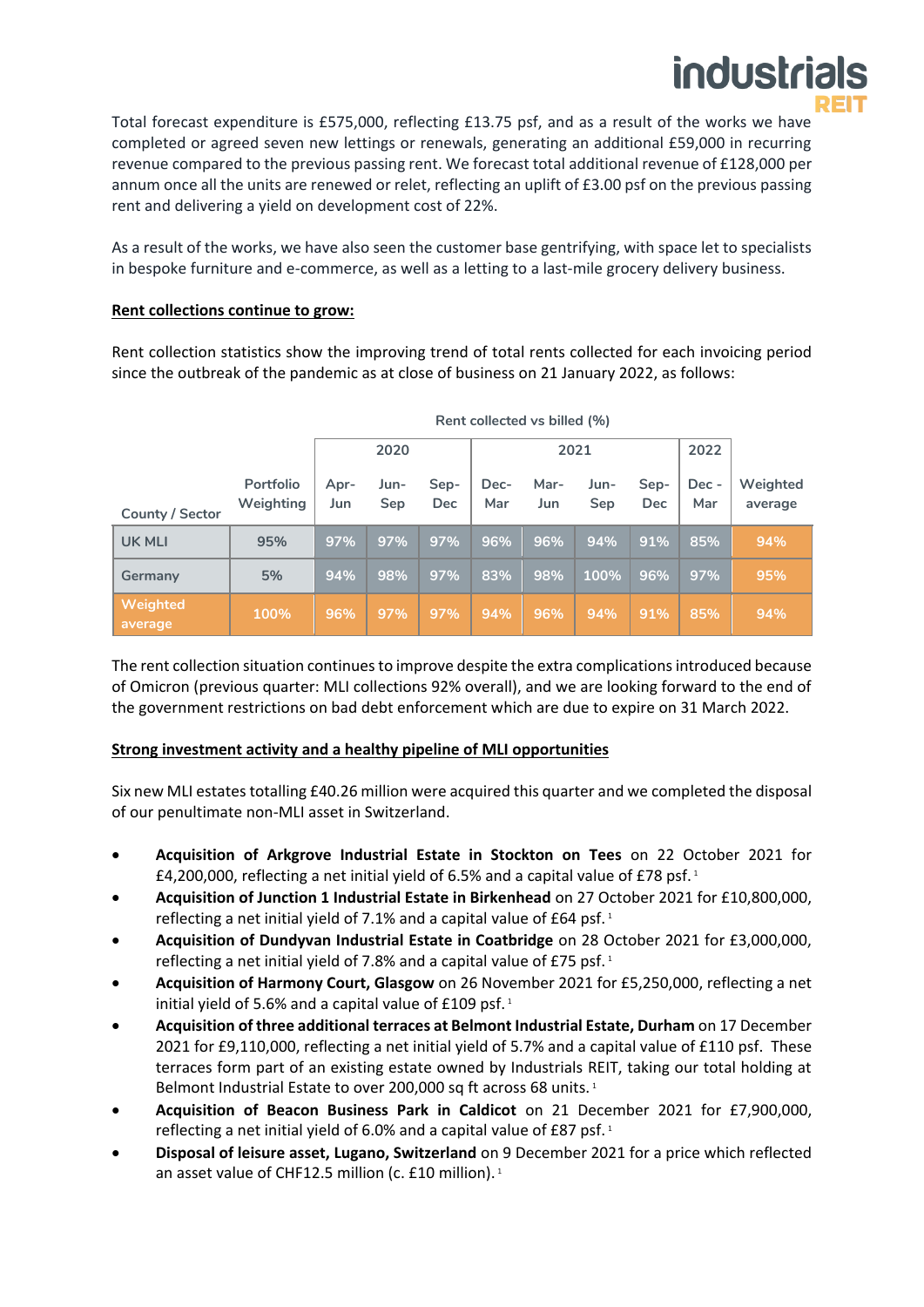Total forecast expenditure is £575,000, reflecting £13.75 psf, and as a result of the works we have completed or agreed seven new lettings or renewals, generating an additional £59,000 in recurring revenue compared to the previous passing rent. We forecast total additional revenue of £128,000 per annum once all the units are renewed or relet, reflecting an uplift of £3.00 psf on the previous passing rent and delivering a yield on development cost of 22%.

As a result of the works, we have also seen the customer base gentrifying, with space let to specialists in bespoke furniture and e-commerce, as well as a letting to a last-mile grocery delivery business.

**Rent collections continue to grow:**

Rent collection statistics show the improving trend of total rents collected for each invoicing period since the outbreak of the pandemic as at close of business on 21 January 2022, as follows:

Rent collected vs billed (%)

| | | 2020 | | | 2021 | | | | 2022 | |
|---|---|---|---|---|---|---|---|---|---|---|
| County / Sector | Portfolio Weighting | Apr-Jun | Jun-Sep | Sep-Dec | Dec-Mar | Mar-Jun | Jun-Sep | Sep-Dec | Dec - Mar | Weighted average |
| UK MLI | 95% | 97% | 97% | 97% | 96% | 96% | 94% | 91% | 85% | 94% |
| Germany | 5% | 94% | 98% | 97% | 83% | 98% | 100% | 96% | 97% | 95% |
| Weighted average | 100% | 96% | 97% | 97% | 94% | 96% | 94% | 91% | 85% | 94% |

The rent collection situation continues to improve despite the extra complications introduced because of Omicron (previous quarter: MLI collections 92% overall), and we are looking forward to the end of the government restrictions on bad debt enforcement which are due to expire on 31 March 2022.

**Strong investment activity and a healthy pipeline of MLI opportunities**

Six new MLI estates totalling £40.26 million were acquired this quarter and we completed the disposal of our penultimate non-MLI asset in Switzerland.

- **Acquisition of Arkgrove Industrial Estate in Stockton on Tees** on 22 October 2021 for £4,200,000, reflecting a net initial yield of 6.5% and a capital value of £78 psf. [1]
- **Acquisition of Junction 1 Industrial Estate in Birkenhead** on 27 October 2021 for £10,800,000, reflecting a net initial yield of 7.1% and a capital value of £64 psf. [1]
- **Acquisition of Dundyvan Industrial Estate in Coatbridge** on 28 October 2021 for £3,000,000, reflecting a net initial yield of 7.8% and a capital value of £75 psf. [1]
- **Acquisition of Harmony Court, Glasgow** on 26 November 2021 for £5,250,000, reflecting a net initial yield of 5.6% and a capital value of £109 psf. [1]
- **Acquisition of three additional terraces at Belmont Industrial Estate, Durham** on 17 December 2021 for £9,110,000, reflecting a net initial yield of 5.7% and a capital value of £110 psf. These terraces form part of an existing estate owned by Industrials REIT, taking our total holding at Belmont Industrial Estate to over 200,000 sq ft across 68 units. [1]
- **Acquisition of Beacon Business Park in Caldicot** on 21 December 2021 for £7,900,000, reflecting a net initial yield of 6.0% and a capital value of £87 psf. [1]
- **Disposal of leisure asset, Lugano, Switzerland** on 9 December 2021 for a price which reflected an asset value of CHF12.5 million (c. £10 million). [1]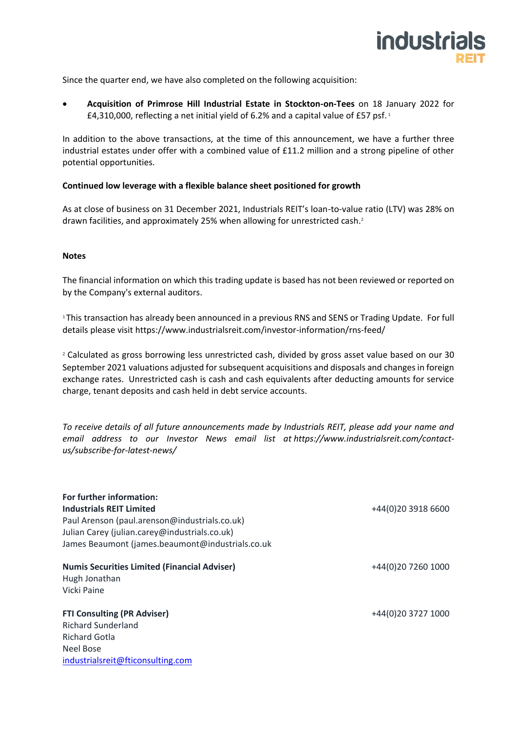Since the quarter end, we have also completed on the following acquisition:

- **Acquisition of Primrose Hill Industrial Estate in Stockton-on-Tees** on 18 January 2022 for £4,310,000, reflecting a net initial yield of 6.2% and a capital value of £57 psf. [1]

In addition to the above transactions, at the time of this announcement, we have a further three industrial estates under offer with a combined value of £11.2 million and a strong pipeline of other potential opportunities.

**Continued low leverage with a flexible balance sheet positioned for growth**

As at close of business on 31 December 2021, Industrials REIT's loan-to-value ratio (LTV) was 28% on drawn facilities, and approximately 25% when allowing for unrestricted cash.[2]

**Notes**

The financial information on which this trading update is based has not been reviewed or reported on by the Company's external auditors.

[1] This transaction has already been announced in a previous RNS and SENS or Trading Update. For full details please visit https://www.industrialsreit.com/investor-information/rns-feed/

[2] Calculated as gross borrowing less unrestricted cash, divided by gross asset value based on our 30 September 2021 valuations adjusted for subsequent acquisitions and disposals and changes in foreign exchange rates. Unrestricted cash is cash and cash equivalents after deducting amounts for service charge, tenant deposits and cash held in debt service accounts.

*To receive details of all future announcements made by Industrials REIT, please add your name and email address to our Investor News email list at https://www.industrialsreit.com/contact-us/subscribe-for-latest-news/*

**For further information:**

**Industrials REIT Limited** — +44(0)20 3918 6600
Paul Arenson (paul.arenson@industrials.co.uk)
Julian Carey (julian.carey@industrials.co.uk)
James Beaumont (james.beaumont@industrials.co.uk)

**Numis Securities Limited (Financial Adviser)** — +44(0)20 7260 1000
Hugh Jonathan
Vicki Paine

**FTI Consulting (PR Adviser)** — +44(0)20 3727 1000
Richard Sunderland
Richard Gotla
Neel Bose
industrialsreit@fticonsulting.com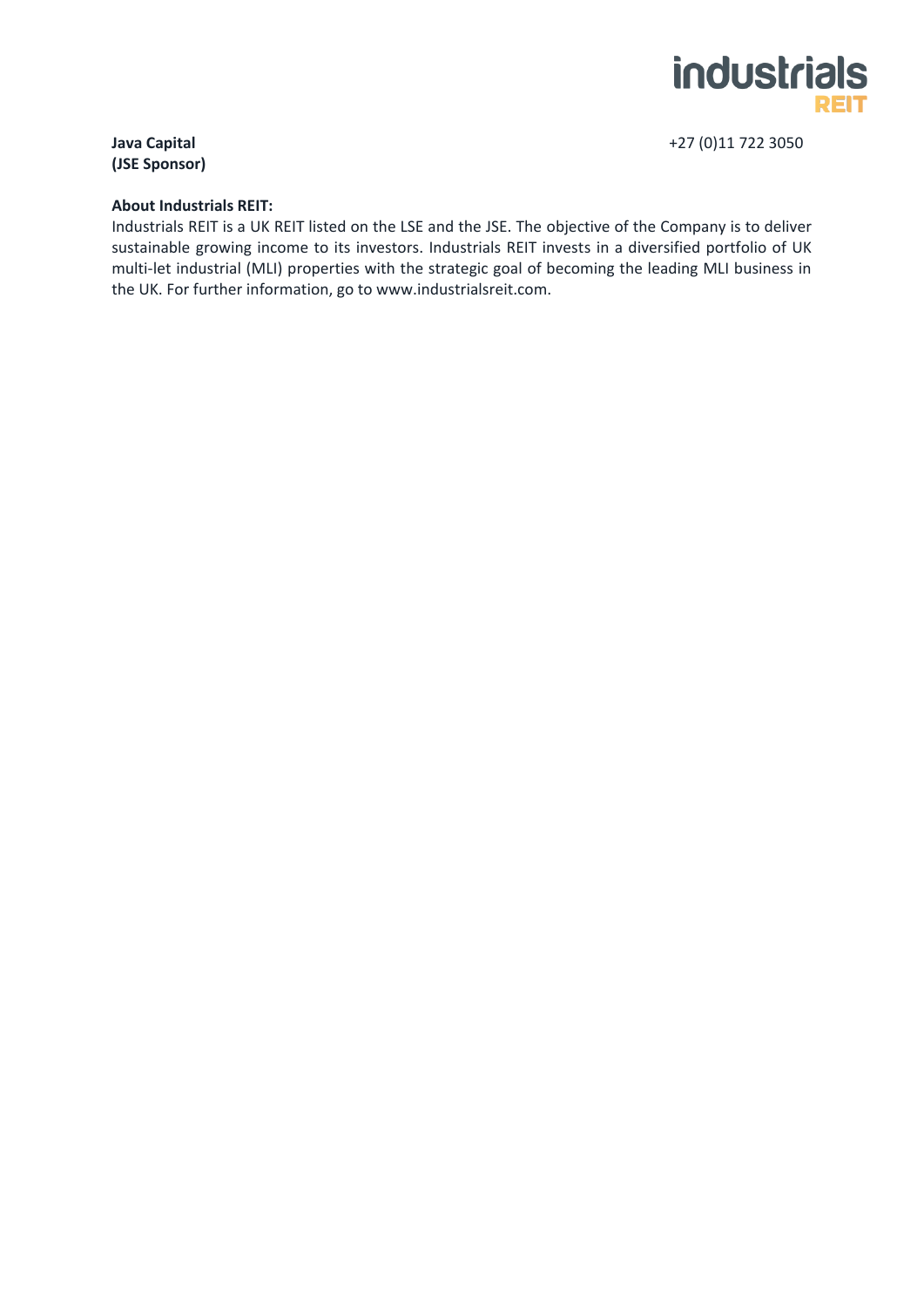| | |
|---|---|
| **Java Capital**<br>**(JSE Sponsor)** | +27 (0)11 722 3050 |

**About Industrials REIT:**

Industrials REIT is a UK REIT listed on the LSE and the JSE. The objective of the Company is to deliver sustainable growing income to its investors. Industrials REIT invests in a diversified portfolio of UK multi-let industrial (MLI) properties with the strategic goal of becoming the leading MLI business in the UK. For further information, go to www.industrialsreit.com.